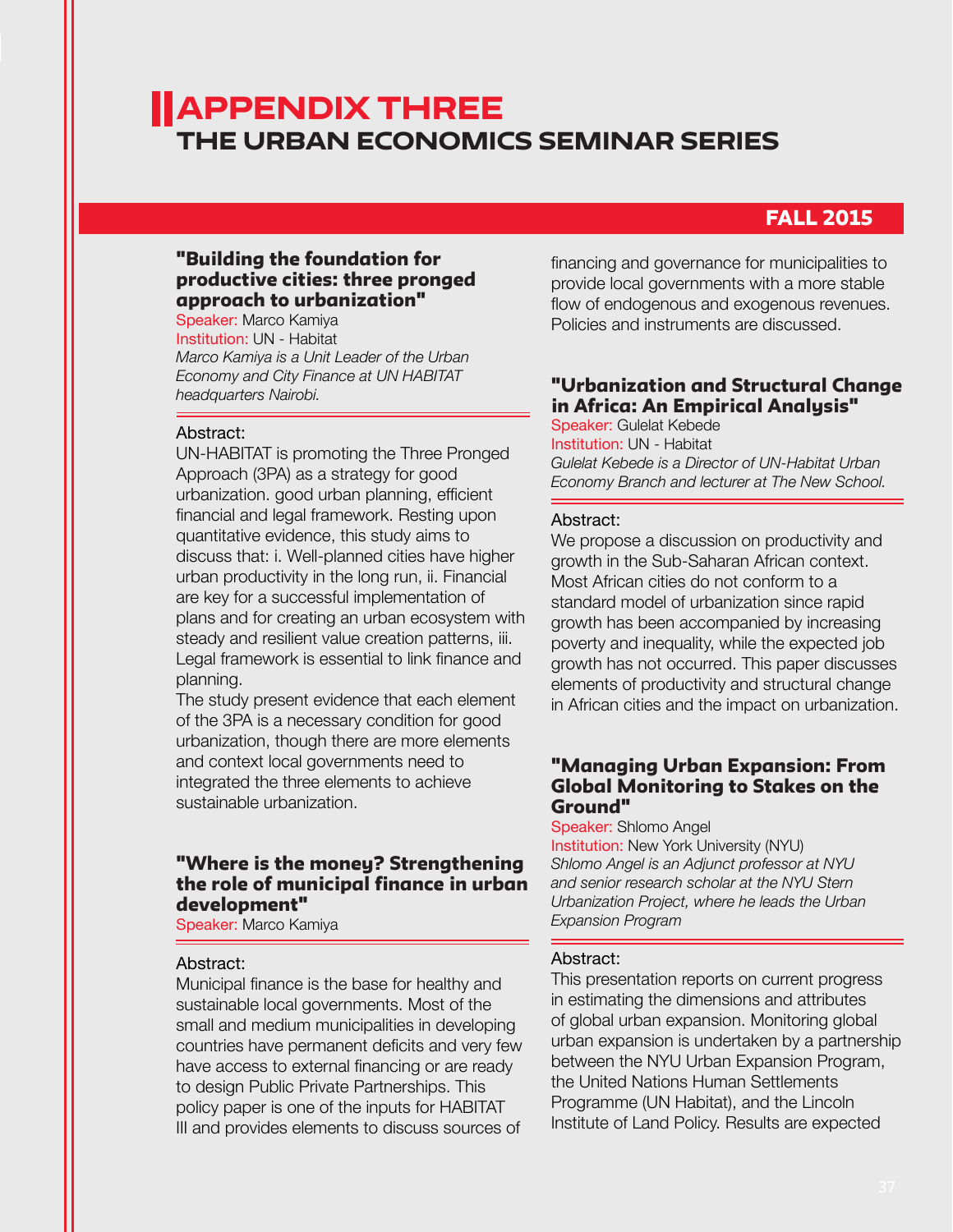# APPENDIX THREE
## THE URBAN ECONOMICS SEMINAR SERIES

## FALL 2015

### "Building the foundation for productive cities: three pronged approach to urbanization"

Speaker: Marco Kamiya
Institution: UN - Habitat
*Marco Kamiya is a Unit Leader of the Urban Economy and City Finance at UN HABITAT headquarters Nairobi.*

Abstract:
UN-HABITAT is promoting the Three Pronged Approach (3PA) as a strategy for good urbanization. good urban planning, efficient financial and legal framework. Resting upon quantitative evidence, this study aims to discuss that: i. Well-planned cities have higher urban productivity in the long run, ii. Financial are key for a successful implementation of plans and for creating an urban ecosystem with steady and resilient value creation patterns, iii. Legal framework is essential to link finance and planning.
The study present evidence that each element of the 3PA is a necessary condition for good urbanization, though there are more elements and context local governments need to integrated the three elements to achieve sustainable urbanization.

### "Where is the money? Strengthening the role of municipal finance in urban development"

Speaker: Marco Kamiya

Abstract:
Municipal finance is the base for healthy and sustainable local governments. Most of the small and medium municipalities in developing countries have permanent deficits and very few have access to external financing or are ready to design Public Private Partnerships. This policy paper is one of the inputs for HABITAT III and provides elements to discuss sources of financing and governance for municipalities to provide local governments with a more stable flow of endogenous and exogenous revenues. Policies and instruments are discussed.

### "Urbanization and Structural Change in Africa: An Empirical Analysis"

Speaker: Gulelat Kebede
Institution: UN - Habitat
*Gulelat Kebede is a Director of UN-Habitat Urban Economy Branch and lecturer at The New School.*

Abstract:
We propose a discussion on productivity and growth in the Sub-Saharan African context. Most African cities do not conform to a standard model of urbanization since rapid growth has been accompanied by increasing poverty and inequality, while the expected job growth has not occurred. This paper discusses elements of productivity and structural change in African cities and the impact on urbanization.

### "Managing Urban Expansion: From Global Monitoring to Stakes on the Ground"

Speaker: Shlomo Angel
Institution: New York University (NYU)
*Shlomo Angel is an Adjunct professor at NYU and senior research scholar at the NYU Stern Urbanization Project, where he leads the Urban Expansion Program*

Abstract:
This presentation reports on current progress in estimating the dimensions and attributes of global urban expansion. Monitoring global urban expansion is undertaken by a partnership between the NYU Urban Expansion Program, the United Nations Human Settlements Programme (UN Habitat), and the Lincoln Institute of Land Policy. Results are expected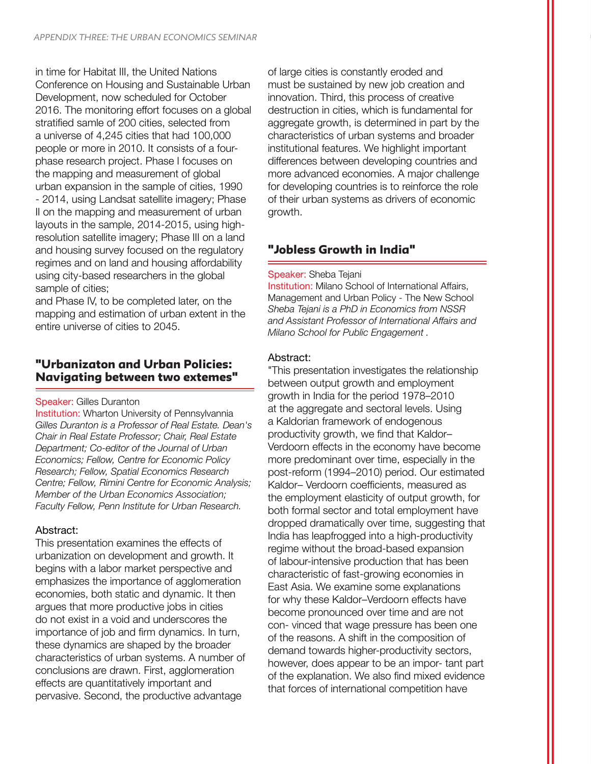in time for Habitat III, the United Nations Conference on Housing and Sustainable Urban Development, now scheduled for October 2016. The monitoring effort focuses on a global stratified samle of 200 cities, selected from a universe of 4,245 cities that had 100,000 people or more in 2010. It consists of a four-phase research project. Phase I focuses on the mapping and measurement of global urban expansion in the sample of cities, 1990 - 2014, using Landsat satellite imagery; Phase II on the mapping and measurement of urban layouts in the sample, 2014-2015, using high-resolution satellite imagery; Phase III on a land and housing survey focused on the regulatory regimes and on land and housing affordability using city-based researchers in the global sample of cities;

and Phase IV, to be completed later, on the mapping and estimation of urban extent in the entire universe of cities to 2045.

## "Urbanizaton and Urban Policies: Navigating between two extemes"

Speaker: Gilles Duranton

Institution: Wharton University of Pennsylvannia

*Gilles Duranton is a Professor of Real Estate. Dean's Chair in Real Estate Professor; Chair, Real Estate Department; Co-editor of the Journal of Urban Economics; Fellow, Centre for Economic Policy Research; Fellow, Spatial Economics Research Centre; Fellow, Rimini Centre for Economic Analysis; Member of the Urban Economics Association; Faculty Fellow, Penn Institute for Urban Research.*

Abstract:

This presentation examines the effects of urbanization on development and growth. It begins with a labor market perspective and emphasizes the importance of agglomeration economies, both static and dynamic. It then argues that more productive jobs in cities do not exist in a void and underscores the importance of job and firm dynamics. In turn, these dynamics are shaped by the broader characteristics of urban systems. A number of conclusions are drawn. First, agglomeration effects are quantitatively important and pervasive. Second, the productive advantage of large cities is constantly eroded and must be sustained by new job creation and innovation. Third, this process of creative destruction in cities, which is fundamental for aggregate growth, is determined in part by the characteristics of urban systems and broader institutional features. We highlight important differences between developing countries and more advanced economies. A major challenge for developing countries is to reinforce the role of their urban systems as drivers of economic growth.

## "Jobless Growth in India"

Speaker: Sheba Tejani

Institution: Milano School of International Affairs, Management and Urban Policy - The New School

*Sheba Tejani is a PhD in Economics from NSSR and Assistant Professor of International Affairs and Milano School for Public Engagement .*

Abstract:

"This presentation investigates the relationship between output growth and employment growth in India for the period 1978–2010 at the aggregate and sectoral levels. Using a Kaldorian framework of endogenous productivity growth, we find that Kaldor–Verdoorn effects in the economy have become more predominant over time, especially in the post-reform (1994–2010) period. Our estimated Kaldor– Verdoorn coefficients, measured as the employment elasticity of output growth, for both formal sector and total employment have dropped dramatically over time, suggesting that India has leapfrogged into a high-productivity regime without the broad-based expansion of labour-intensive production that has been characteristic of fast-growing economies in East Asia. We examine some explanations for why these Kaldor–Verdoorn effects have become pronounced over time and are not con- vinced that wage pressure has been one of the reasons. A shift in the composition of demand towards higher-productivity sectors, however, does appear to be an impor- tant part of the explanation. We also find mixed evidence that forces of international competition have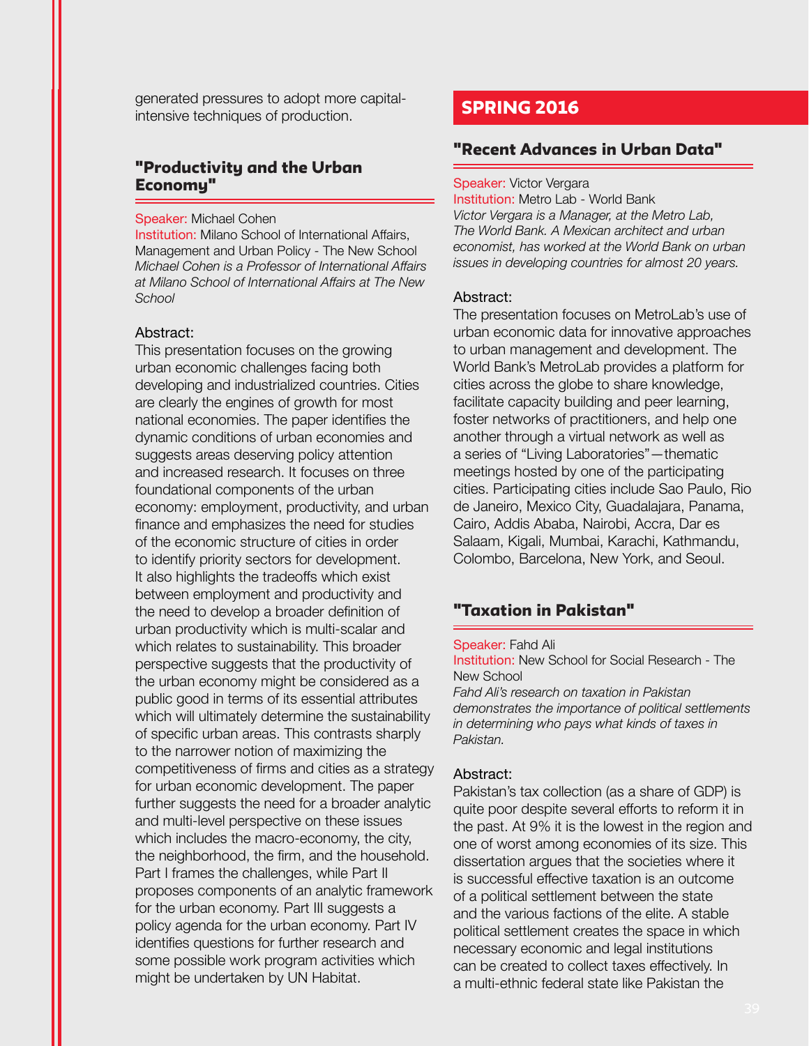generated pressures to adopt more capital-intensive techniques of production.

### "Productivity and the Urban Economy"

Speaker: Michael Cohen
Institution: Milano School of International Affairs, Management and Urban Policy - The New School
*Michael Cohen is a Professor of International Affairs at Milano School of International Affairs at The New School*

Abstract:
This presentation focuses on the growing urban economic challenges facing both developing and industrialized countries. Cities are clearly the engines of growth for most national economies. The paper identifies the dynamic conditions of urban economies and suggests areas deserving policy attention and increased research. It focuses on three foundational components of the urban economy: employment, productivity, and urban finance and emphasizes the need for studies of the economic structure of cities in order to identify priority sectors for development. It also highlights the tradeoffs which exist between employment and productivity and the need to develop a broader definition of urban productivity which is multi-scalar and which relates to sustainability. This broader perspective suggests that the productivity of the urban economy might be considered as a public good in terms of its essential attributes which will ultimately determine the sustainability of specific urban areas. This contrasts sharply to the narrower notion of maximizing the competitiveness of firms and cities as a strategy for urban economic development. The paper further suggests the need for a broader analytic and multi-level perspective on these issues which includes the macro-economy, the city, the neighborhood, the firm, and the household. Part I frames the challenges, while Part II proposes components of an analytic framework for the urban economy. Part III suggests a policy agenda for the urban economy. Part IV identifies questions for further research and some possible work program activities which might be undertaken by UN Habitat.

## SPRING 2016

### "Recent Advances in Urban Data"

Speaker: Victor Vergara
Institution: Metro Lab - World Bank
*Victor Vergara is a Manager, at the Metro Lab, The World Bank. A Mexican architect and urban economist, has worked at the World Bank on urban issues in developing countries for almost 20 years.*

Abstract:
The presentation focuses on MetroLab's use of urban economic data for innovative approaches to urban management and development. The World Bank's MetroLab provides a platform for cities across the globe to share knowledge, facilitate capacity building and peer learning, foster networks of practitioners, and help one another through a virtual network as well as a series of "Living Laboratories"—thematic meetings hosted by one of the participating cities. Participating cities include Sao Paulo, Rio de Janeiro, Mexico City, Guadalajara, Panama, Cairo, Addis Ababa, Nairobi, Accra, Dar es Salaam, Kigali, Mumbai, Karachi, Kathmandu, Colombo, Barcelona, New York, and Seoul.

### "Taxation in Pakistan"

Speaker: Fahd Ali
Institution: New School for Social Research - The New School
*Fahd Ali's research on taxation in Pakistan demonstrates the importance of political settlements in determining who pays what kinds of taxes in Pakistan.*

Abstract:
Pakistan's tax collection (as a share of GDP) is quite poor despite several efforts to reform it in the past. At 9% it is the lowest in the region and one of worst among economies of its size. This dissertation argues that the societies where it is successful effective taxation is an outcome of a political settlement between the state and the various factions of the elite. A stable political settlement creates the space in which necessary economic and legal institutions can be created to collect taxes effectively. In a multi-ethnic federal state like Pakistan the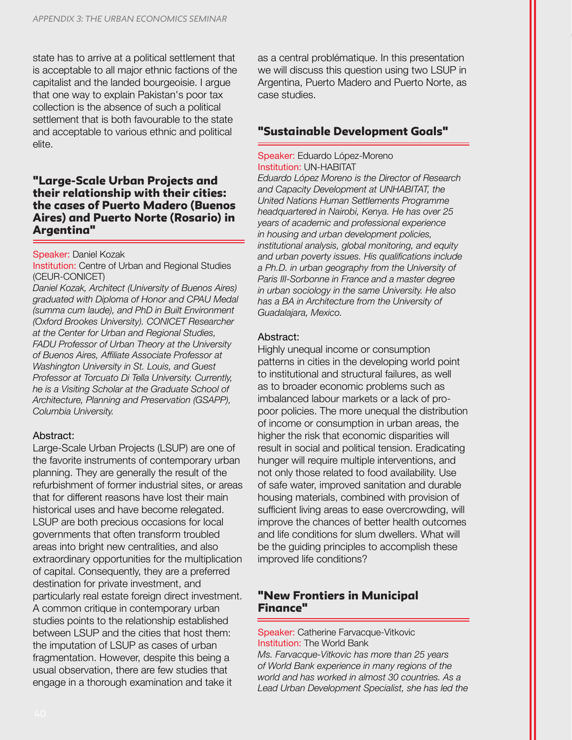state has to arrive at a political settlement that is acceptable to all major ethnic factions of the capitalist and the landed bourgeoisie. I argue that one way to explain Pakistan's poor tax collection is the absence of such a political settlement that is both favourable to the state and acceptable to various ethnic and political elite.

## "Large-Scale Urban Projects and their relationship with their cities: the cases of Puerto Madero (Buenos Aires) and Puerto Norte (Rosario) in Argentina"

Speaker: Daniel Kozak
Institution: Centre of Urban and Regional Studies (CEUR-CONICET)
*Daniel Kozak, Architect (University of Buenos Aires) graduated with Diploma of Honor and CPAU Medal (summa cum laude), and PhD in Built Environment (Oxford Brookes University). CONICET Researcher at the Center for Urban and Regional Studies, FADU Professor of Urban Theory at the University of Buenos Aires, Affiliate Associate Professor at Washington University in St. Louis, and Guest Professor at Torcuato Di Tella University. Currently, he is a Visiting Scholar at the Graduate School of Architecture, Planning and Preservation (GSAPP), Columbia University.*

Abstract:
Large-Scale Urban Projects (LSUP) are one of the favorite instruments of contemporary urban planning. They are generally the result of the refurbishment of former industrial sites, or areas that for different reasons have lost their main historical uses and have become relegated. LSUP are both precious occasions for local governments that often transform troubled areas into bright new centralities, and also extraordinary opportunities for the multiplication of capital. Consequently, they are a preferred destination for private investment, and particularly real estate foreign direct investment. A common critique in contemporary urban studies points to the relationship established between LSUP and the cities that host them: the imputation of LSUP as cases of urban fragmentation. However, despite this being a usual observation, there are few studies that engage in a thorough examination and take it as a central problématique. In this presentation we will discuss this question using two LSUP in Argentina, Puerto Madero and Puerto Norte, as case studies.

## "Sustainable Development Goals"

Speaker: Eduardo López-Moreno
Institution: UN-HABITAT
*Eduardo López Moreno is the Director of Research and Capacity Development at UNHABITAT, the United Nations Human Settlements Programme headquartered in Nairobi, Kenya. He has over 25 years of academic and professional experience in housing and urban development policies, institutional analysis, global monitoring, and equity and urban poverty issues. His qualifications include a Ph.D. in urban geography from the University of Paris III-Sorbonne in France and a master degree in urban sociology in the same University. He also has a BA in Architecture from the University of Guadalajara, Mexico.*

Abstract:
Highly unequal income or consumption patterns in cities in the developing world point to institutional and structural failures, as well as to broader economic problems such as imbalanced labour markets or a lack of pro-poor policies. The more unequal the distribution of income or consumption in urban areas, the higher the risk that economic disparities will result in social and political tension. Eradicating hunger will require multiple interventions, and not only those related to food availability. Use of safe water, improved sanitation and durable housing materials, combined with provision of sufficient living areas to ease overcrowding, will improve the chances of better health outcomes and life conditions for slum dwellers. What will be the guiding principles to accomplish these improved life conditions?

## "New Frontiers in Municipal Finance"

Speaker: Catherine Farvacque-Vitkovic
Institution: The World Bank
*Ms. Farvacque-Vitkovic has more than 25 years of World Bank experience in many regions of the world and has worked in almost 30 countries. As a Lead Urban Development Specialist, she has led the*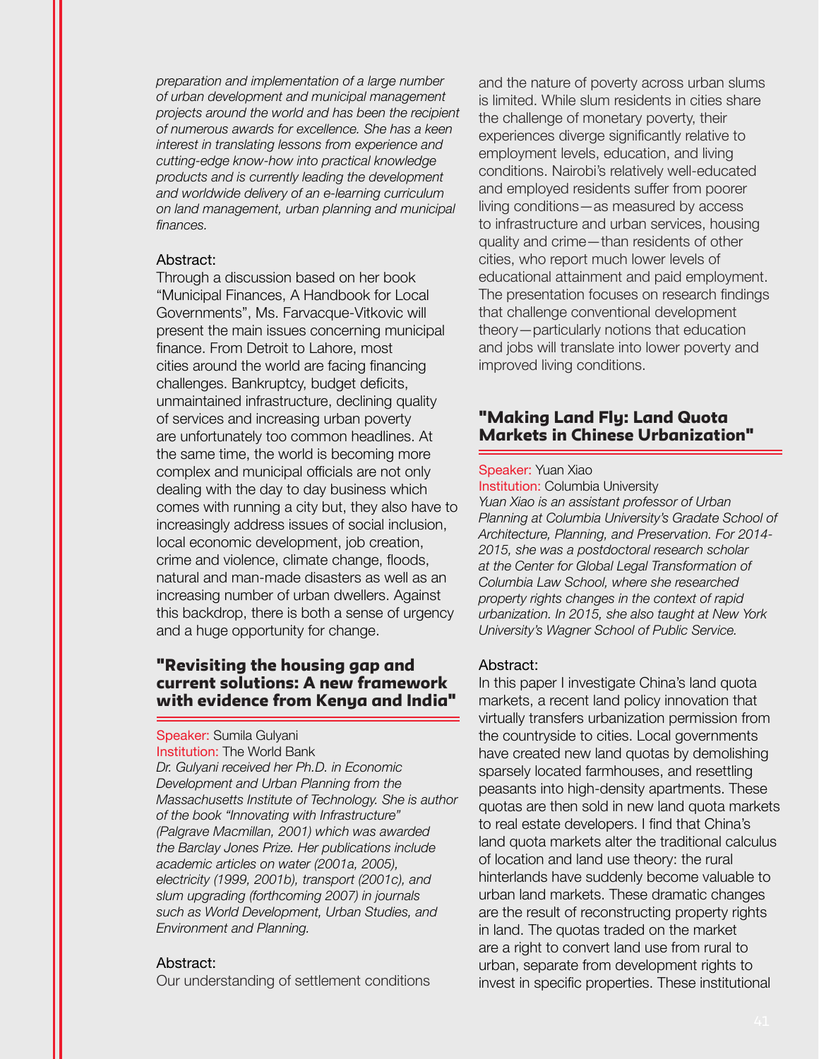*preparation and implementation of a large number of urban development and municipal management projects around the world and has been the recipient of numerous awards for excellence. She has a keen interest in translating lessons from experience and cutting-edge know-how into practical knowledge products and is currently leading the development and worldwide delivery of an e-learning curriculum on land management, urban planning and municipal finances.*

Abstract:
Through a discussion based on her book "Municipal Finances, A Handbook for Local Governments", Ms. Farvacque-Vitkovic will present the main issues concerning municipal finance. From Detroit to Lahore, most cities around the world are facing financing challenges. Bankruptcy, budget deficits, unmaintained infrastructure, declining quality of services and increasing urban poverty are unfortunately too common headlines. At the same time, the world is becoming more complex and municipal officials are not only dealing with the day to day business which comes with running a city but, they also have to increasingly address issues of social inclusion, local economic development, job creation, crime and violence, climate change, floods, natural and man-made disasters as well as an increasing number of urban dwellers. Against this backdrop, there is both a sense of urgency and a huge opportunity for change.

### "Revisiting the housing gap and current solutions: A new framework with evidence from Kenya and India"

Speaker: Sumila Gulyani
Institution: The World Bank
*Dr. Gulyani received her Ph.D. in Economic Development and Urban Planning from the Massachusetts Institute of Technology. She is author of the book "Innovating with Infrastructure" (Palgrave Macmillan, 2001) which was awarded the Barclay Jones Prize. Her publications include academic articles on water (2001a, 2005), electricity (1999, 2001b), transport (2001c), and slum upgrading (forthcoming 2007) in journals such as World Development, Urban Studies, and Environment and Planning.*

Abstract:
Our understanding of settlement conditions and the nature of poverty across urban slums is limited. While slum residents in cities share the challenge of monetary poverty, their experiences diverge significantly relative to employment levels, education, and living conditions. Nairobi's relatively well-educated and employed residents suffer from poorer living conditions—as measured by access to infrastructure and urban services, housing quality and crime—than residents of other cities, who report much lower levels of educational attainment and paid employment. The presentation focuses on research findings that challenge conventional development theory—particularly notions that education and jobs will translate into lower poverty and improved living conditions.

### "Making Land Fly: Land Quota Markets in Chinese Urbanization"

Speaker: Yuan Xiao
Institution: Columbia University
*Yuan Xiao is an assistant professor of Urban Planning at Columbia University's Gradate School of Architecture, Planning, and Preservation. For 2014-2015, she was a postdoctoral research scholar at the Center for Global Legal Transformation of Columbia Law School, where she researched property rights changes in the context of rapid urbanization. In 2015, she also taught at New York University's Wagner School of Public Service.*

Abstract:
In this paper I investigate China's land quota markets, a recent land policy innovation that virtually transfers urbanization permission from the countryside to cities. Local governments have created new land quotas by demolishing sparsely located farmhouses, and resettling peasants into high-density apartments. These quotas are then sold in new land quota markets to real estate developers. I find that China's land quota markets alter the traditional calculus of location and land use theory: the rural hinterlands have suddenly become valuable to urban land markets. These dramatic changes are the result of reconstructing property rights in land. The quotas traded on the market are a right to convert land use from rural to urban, separate from development rights to invest in specific properties. These institutional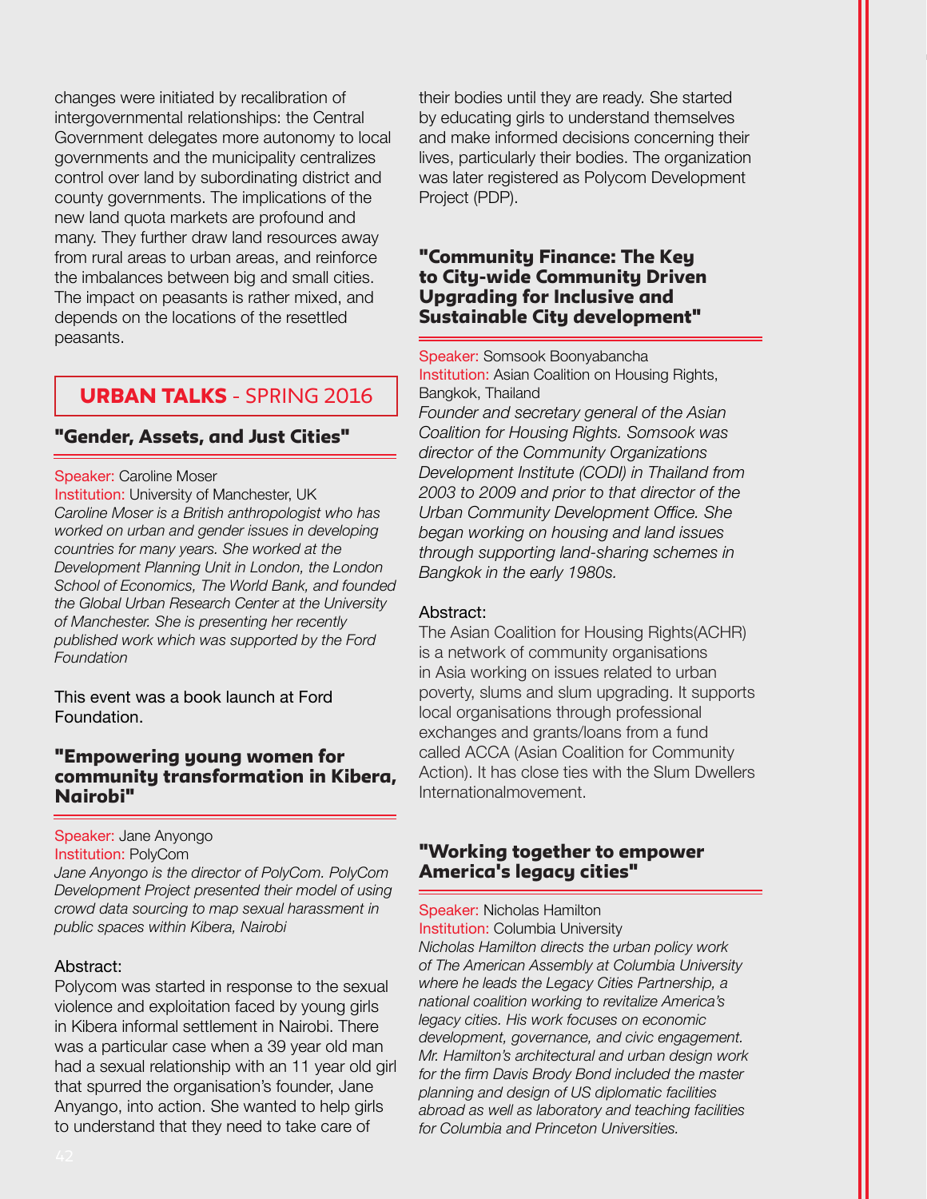changes were initiated by recalibration of intergovernmental relationships: the Central Government delegates more autonomy to local governments and the municipality centralizes control over land by subordinating district and county governments. The implications of the new land quota markets are profound and many. They further draw land resources away from rural areas to urban areas, and reinforce the imbalances between big and small cities. The impact on peasants is rather mixed, and depends on the locations of the resettled peasants.

## URBAN TALKS - SPRING 2016

### "Gender, Assets, and Just Cities"

Speaker: Caroline Moser
Institution: University of Manchester, UK
*Caroline Moser is a British anthropologist who has worked on urban and gender issues in developing countries for many years. She worked at the Development Planning Unit in London, the London School of Economics, The World Bank, and founded the Global Urban Research Center at the University of Manchester. She is presenting her recently published work which was supported by the Ford Foundation*

This event was a book launch at Ford Foundation.

### "Empowering young women for community transformation in Kibera, Nairobi"

Speaker: Jane Anyongo
Institution: PolyCom
*Jane Anyongo is the director of PolyCom. PolyCom Development Project presented their model of using crowd data sourcing to map sexual harassment in public spaces within Kibera, Nairobi*

Abstract:
Polycom was started in response to the sexual violence and exploitation faced by young girls in Kibera informal settlement in Nairobi. There was a particular case when a 39 year old man had a sexual relationship with an 11 year old girl that spurred the organisation's founder, Jane Anyango, into action. She wanted to help girls to understand that they need to take care of their bodies until they are ready. She started by educating girls to understand themselves and make informed decisions concerning their lives, particularly their bodies. The organization was later registered as Polycom Development Project (PDP).

### "Community Finance: The Key to City-wide Community Driven Upgrading for Inclusive and Sustainable City development"

Speaker: Somsook Boonyabancha
Institution: Asian Coalition on Housing Rights, Bangkok, Thailand
*Founder and secretary general of the Asian Coalition for Housing Rights. Somsook was director of the Community Organizations Development Institute (CODI) in Thailand from 2003 to 2009 and prior to that director of the Urban Community Development Office. She began working on housing and land issues through supporting land-sharing schemes in Bangkok in the early 1980s.*

Abstract:
The Asian Coalition for Housing Rights(ACHR) is a network of community organisations in Asia working on issues related to urban poverty, slums and slum upgrading. It supports local organisations through professional exchanges and grants/loans from a fund called ACCA (Asian Coalition for Community Action). It has close ties with the Slum Dwellers Internationalmovement.

### "Working together to empower America's legacy cities"

Speaker: Nicholas Hamilton
Institution: Columbia University
*Nicholas Hamilton directs the urban policy work of The American Assembly at Columbia University where he leads the Legacy Cities Partnership, a national coalition working to revitalize America's legacy cities. His work focuses on economic development, governance, and civic engagement. Mr. Hamilton's architectural and urban design work for the firm Davis Brody Bond included the master planning and design of US diplomatic facilities abroad as well as laboratory and teaching facilities for Columbia and Princeton Universities.*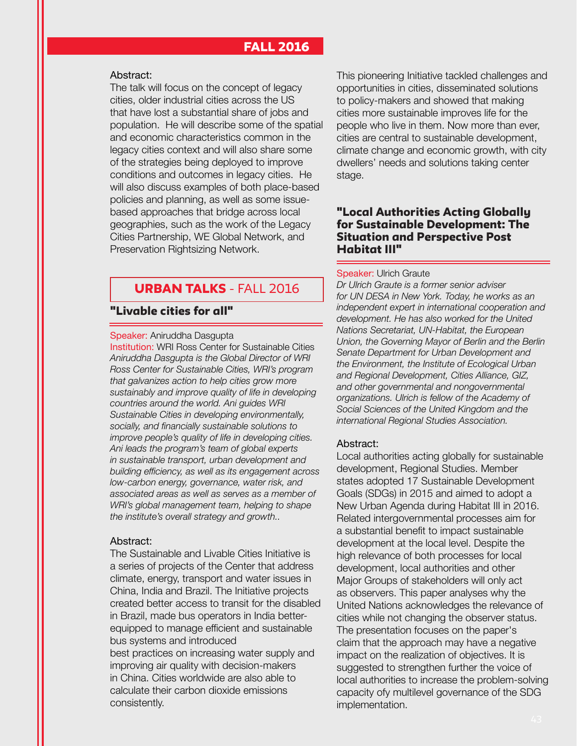## FALL 2016

Abstract:
The talk will focus on the concept of legacy cities, older industrial cities across the US that have lost a substantial share of jobs and population. He will describe some of the spatial and economic characteristics common in the legacy cities context and will also share some of the strategies being deployed to improve conditions and outcomes in legacy cities. He will also discuss examples of both place-based policies and planning, as well as some issue-based approaches that bridge across local geographies, such as the work of the Legacy Cities Partnership, WE Global Network, and Preservation Rightsizing Network.

## URBAN TALKS - FALL 2016

### "Livable cities for all"

Speaker: Aniruddha Dasgupta
Institution: WRI Ross Center for Sustainable Cities
*Aniruddha Dasgupta is the Global Director of WRI Ross Center for Sustainable Cities, WRI's program that galvanizes action to help cities grow more sustainably and improve quality of life in developing countries around the world. Ani guides WRI Sustainable Cities in developing environmentally, socially, and financially sustainable solutions to improve people's quality of life in developing cities. Ani leads the program's team of global experts in sustainable transport, urban development and building efficiency, as well as its engagement across low-carbon energy, governance, water risk, and associated areas as well as serves as a member of WRI's global management team, helping to shape the institute's overall strategy and growth..*

Abstract:
The Sustainable and Livable Cities Initiative is a series of projects of the Center that address climate, energy, transport and water issues in China, India and Brazil. The Initiative projects created better access to transit for the disabled in Brazil, made bus operators in India better-equipped to manage efficient and sustainable bus systems and introduced best practices on increasing water supply and improving air quality with decision-makers in China. Cities worldwide are also able to calculate their carbon dioxide emissions consistently.

This pioneering Initiative tackled challenges and opportunities in cities, disseminated solutions to policy-makers and showed that making cities more sustainable improves life for the people who live in them. Now more than ever, cities are central to sustainable development, climate change and economic growth, with city dwellers' needs and solutions taking center stage.

### "Local Authorities Acting Globally for Sustainable Development: The Situation and Perspective Post Habitat III"

Speaker: Ulrich Graute
*Dr Ulrich Graute is a former senior adviser for UN DESA in New York. Today, he works as an independent expert in international cooperation and development. He has also worked for the United Nations Secretariat, UN-Habitat, the European Union, the Governing Mayor of Berlin and the Berlin Senate Department for Urban Development and the Environment, the Institute of Ecological Urban and Regional Development, Cities Alliance, GIZ, and other governmental and nongovernmental organizations. Ulrich is fellow of the Academy of Social Sciences of the United Kingdom and the international Regional Studies Association.*

Abstract:
Local authorities acting globally for sustainable development, Regional Studies. Member states adopted 17 Sustainable Development Goals (SDGs) in 2015 and aimed to adopt a New Urban Agenda during Habitat III in 2016. Related intergovernmental processes aim for a substantial benefit to impact sustainable development at the local level. Despite the high relevance of both processes for local development, local authorities and other Major Groups of stakeholders will only act as observers. This paper analyses why the United Nations acknowledges the relevance of cities while not changing the observer status. The presentation focuses on the paper's claim that the approach may have a negative impact on the realization of objectives. It is suggested to strengthen further the voice of local authorities to increase the problem-solving capacity ofy multilevel governance of the SDG implementation.